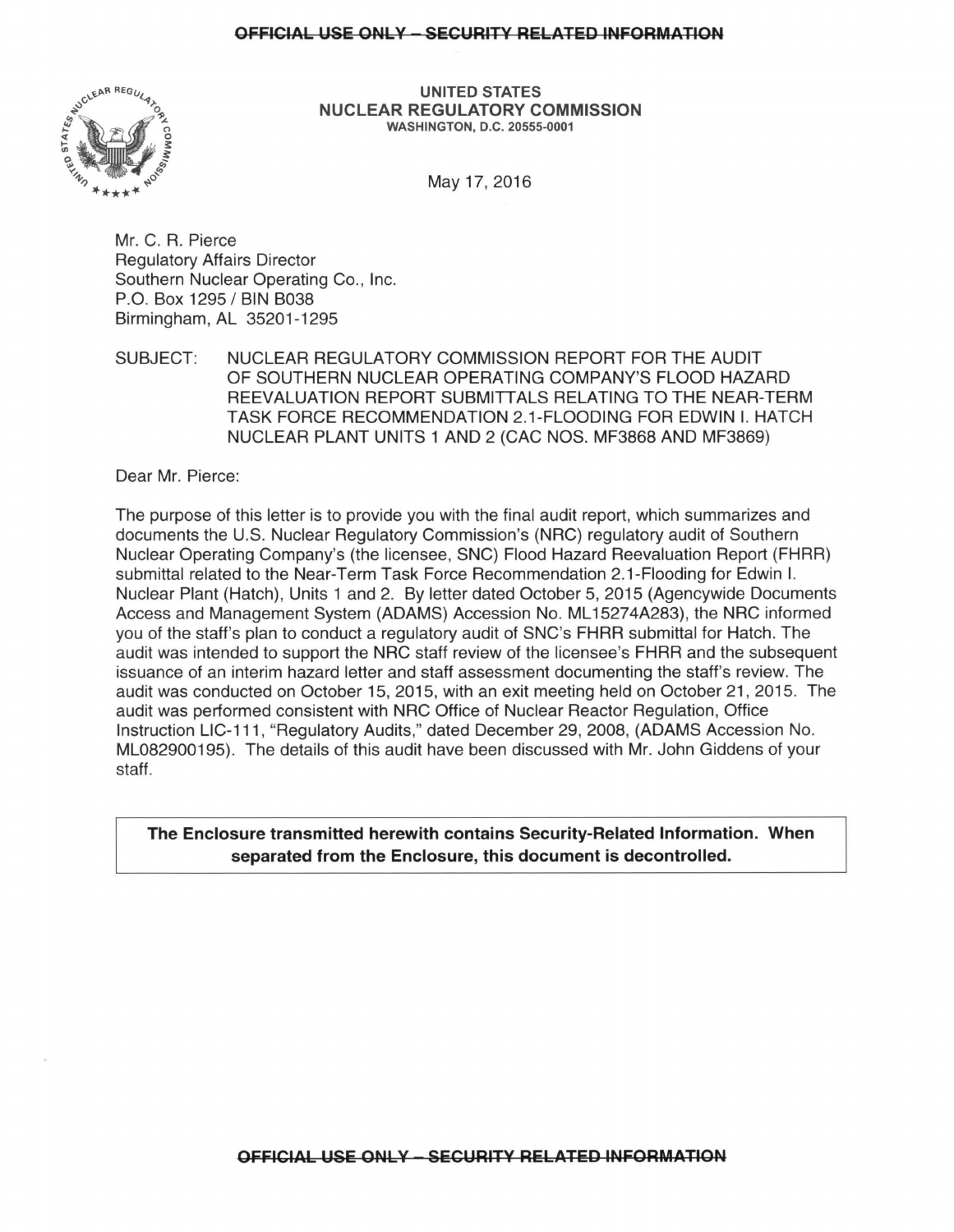UNITED STATES
NUCLEAR REGULATORY COMMISSION
WASHINGTON, D.C. 20555-0001

May 17, 2016

Mr. C. R. Pierce
Regulatory Affairs Director
Southern Nuclear Operating Co., Inc.
P.O. Box 1295 / BIN B038
Birmingham, AL 35201-1295

SUBJECT: NUCLEAR REGULATORY COMMISSION REPORT FOR THE AUDIT OF SOUTHERN NUCLEAR OPERATING COMPANY'S FLOOD HAZARD REEVALUATION REPORT SUBMITTALS RELATING TO THE NEAR-TERM TASK FORCE RECOMMENDATION 2.1-FLOODING FOR EDWIN I. HATCH NUCLEAR PLANT UNITS 1 AND 2 (CAC NOS. MF3868 AND MF3869)

Dear Mr. Pierce:

The purpose of this letter is to provide you with the final audit report, which summarizes and documents the U.S. Nuclear Regulatory Commission's (NRC) regulatory audit of Southern Nuclear Operating Company's (the licensee, SNC) Flood Hazard Reevaluation Report (FHRR) submittal related to the Near-Term Task Force Recommendation 2.1-Flooding for Edwin I. Nuclear Plant (Hatch), Units 1 and 2. By letter dated October 5, 2015 (Agencywide Documents Access and Management System (ADAMS) Accession No. ML15274A283), the NRC informed you of the staff's plan to conduct a regulatory audit of SNC's FHRR submittal for Hatch. The audit was intended to support the NRC staff review of the licensee's FHRR and the subsequent issuance of an interim hazard letter and staff assessment documenting the staff's review. The audit was conducted on October 15, 2015, with an exit meeting held on October 21, 2015. The audit was performed consistent with NRC Office of Nuclear Reactor Regulation, Office Instruction LIC-111, "Regulatory Audits," dated December 29, 2008, (ADAMS Accession No. ML082900195). The details of this audit have been discussed with Mr. John Giddens of your staff.

**The Enclosure transmitted herewith contains Security-Related Information. When separated from the Enclosure, this document is decontrolled.**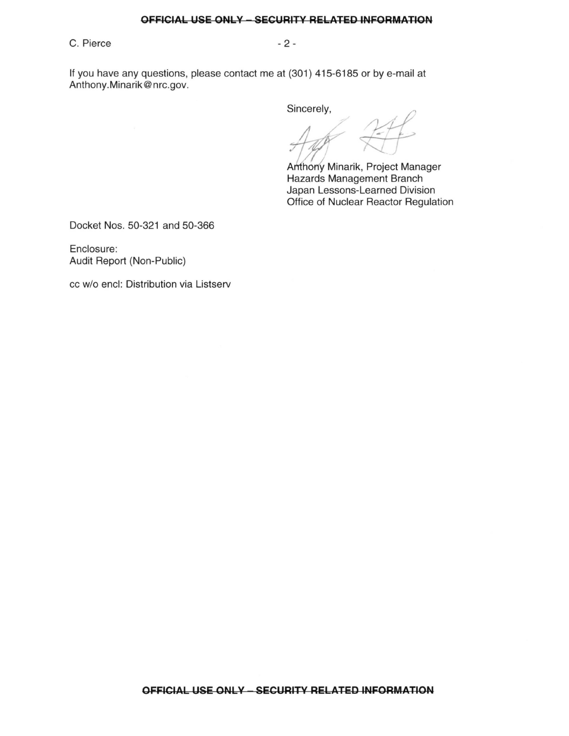If you have any questions, please contact me at (301) 415-6185 or by e-mail at Anthony.Minarik@nrc.gov.

Sincerely,

Anthony Minarik, Project Manager
Hazards Management Branch
Japan Lessons-Learned Division
Office of Nuclear Reactor Regulation

Docket Nos. 50-321 and 50-366

Enclosure:
Audit Report (Non-Public)

cc w/o encl: Distribution via Listserv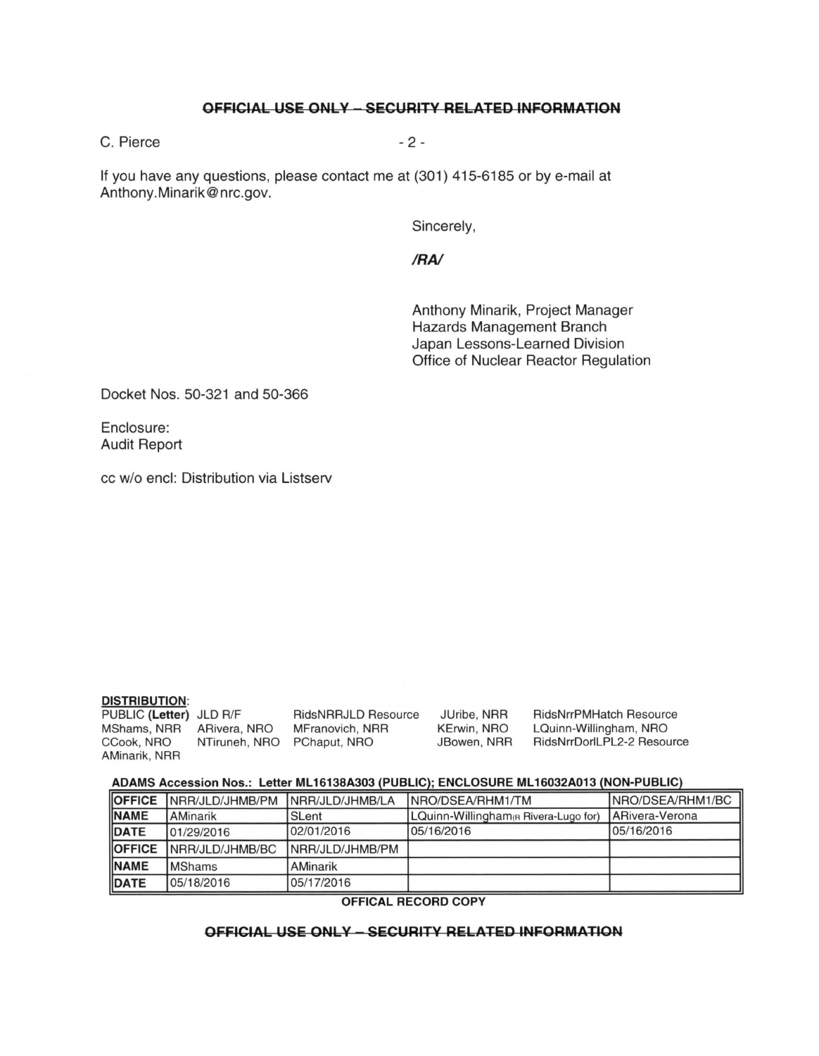~~OFFICIAL USE ONLY – SECURITY RELATED INFORMATION~~

C. Pierce

If you have any questions, please contact me at (301) 415-6185 or by e-mail at Anthony.Minarik@nrc.gov.

Sincerely,

***/RA/***

Anthony Minarik, Project Manager
Hazards Management Branch
Japan Lessons-Learned Division
Office of Nuclear Reactor Regulation

Docket Nos. 50-321 and 50-366

Enclosure:
Audit Report

cc w/o encl: Distribution via Listserv

**DISTRIBUTION**:

| | | | | |
|---|---|---|---|---|
| PUBLIC **(Letter)** | JLD R/F | RidsNRRJLD Resource | JUribe, NRR | RidsNrrPMHatch Resource |
| MShams, NRR | ARivera, NRO | MFranovich, NRR | KErwin, NRO | LQuinn-Willingham, NRO |
| CCook, NRO | NTiruneh, NRO | PChaput, NRO | JBowen, NRR | RidsNrrDorlLPL2-2 Resource |
| AMinarik, NRR | | | | |

**ADAMS Accession Nos.: Letter ML16138A303 (PUBLIC); ENCLOSURE ML16032A013 (NON-PUBLIC)**

| | | | | |
|---|---|---|---|---|
| **OFFICE** | NRR/JLD/JHMB/PM | NRR/JLD/JHMB/LA | NRO/DSEA/RHM1/TM | NRO/DSEA/RHM1/BC |
| **NAME** | AMinarik | SLent | LQuinn-Willingham(R Rivera-Lugo for) | ARivera-Verona |
| **DATE** | 01/29/2016 | 02/01/2016 | 05/16/2016 | 05/16/2016 |
| **OFFICE** | NRR/JLD/JHMB/BC | NRR/JLD/JHMB/PM | | |
| **NAME** | MShams | AMinarik | | |
| **DATE** | 05/18/2016 | 05/17/2016 | | |

**OFFICAL RECORD COPY**

~~OFFICIAL USE ONLY – SECURITY RELATED INFORMATION~~